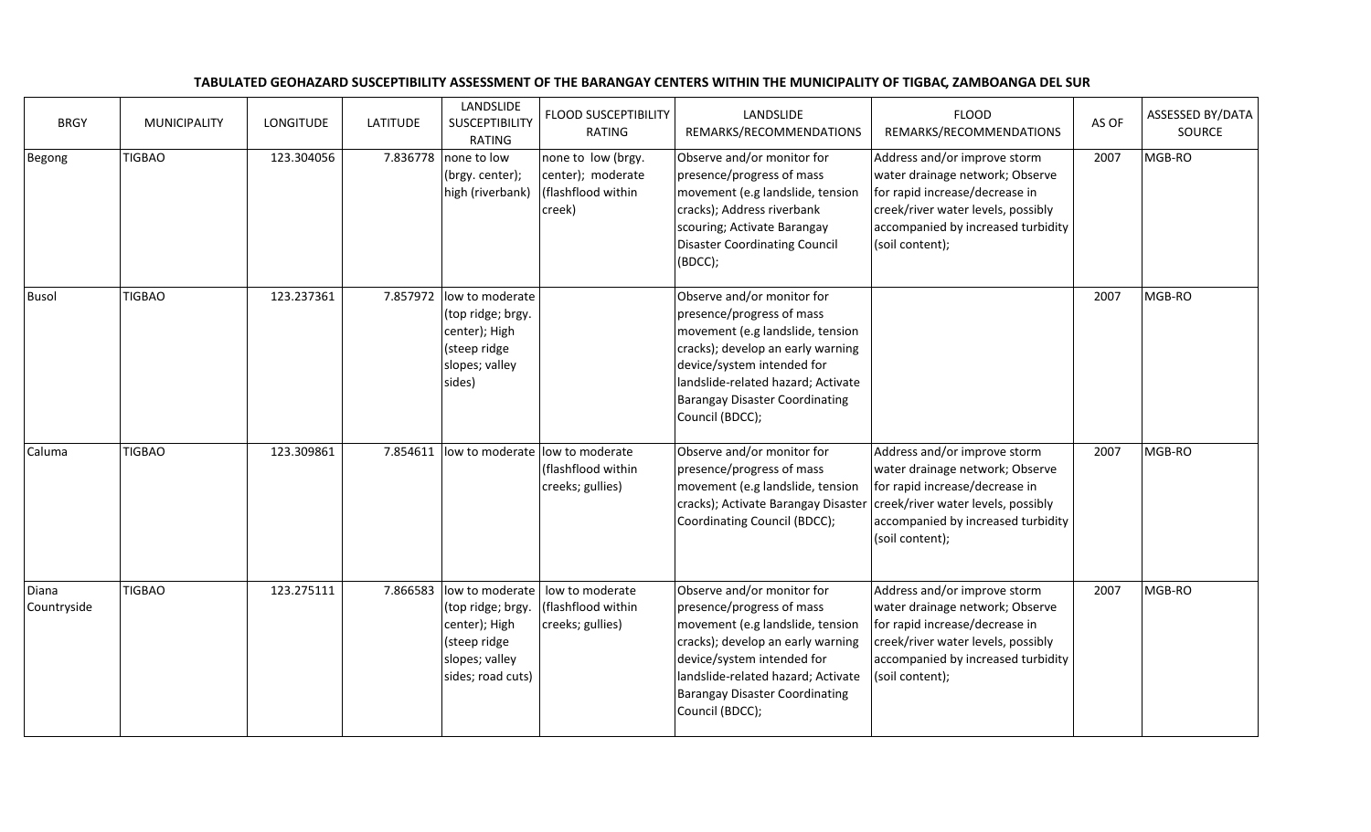**TABULATED GEOHAZARD SUSCEPTIBILITY ASSESSMENT OF THE BARANGAY CENTERS WITHIN THE MUNICIPALITY OF TIGBAO, ZAMBOANGA DEL SUR**

| BRGY | MUNICIPALITY | LONGITUDE | LATITUDE | LANDSLIDE SUSCEPTIBILITY RATING | FLOOD SUSCEPTIBILITY RATING | LANDSLIDE REMARKS/RECOMMENDATIONS | FLOOD REMARKS/RECOMMENDATIONS | AS OF | ASSESSED BY/DATA SOURCE |
|---|---|---|---|---|---|---|---|---|---|
| Begong | TIGBAO | 123.304056 | 7.836778 | none to low (brgy. center); high (riverbank) | none to low (brgy. center); moderate (flashflood within creek) | Observe and/or monitor for presence/progress of mass movement (e.g landslide, tension cracks); Address riverbank scouring; Activate Barangay Disaster Coordinating Council (BDCC); | Address and/or improve storm water drainage network; Observe for rapid increase/decrease in creek/river water levels, possibly accompanied by increased turbidity (soil content); | 2007 | MGB-RO |
| Busol | TIGBAO | 123.237361 | 7.857972 | low to moderate (top ridge; brgy. center); High (steep ridge slopes; valley sides) | | Observe and/or monitor for presence/progress of mass movement (e.g landslide, tension cracks); develop an early warning device/system intended for landslide-related hazard; Activate Barangay Disaster Coordinating Council (BDCC); | | 2007 | MGB-RO |
| Caluma | TIGBAO | 123.309861 | 7.854611 | low to moderate | low to moderate (flashflood within creeks; gullies) | Observe and/or monitor for presence/progress of mass movement (e.g landslide, tension cracks); Activate Barangay Disaster Coordinating Council (BDCC); | Address and/or improve storm water drainage network; Observe for rapid increase/decrease in creek/river water levels, possibly accompanied by increased turbidity (soil content); | 2007 | MGB-RO |
| Diana Countryside | TIGBAO | 123.275111 | 7.866583 | low to moderate (top ridge; brgy. center); High (steep ridge slopes; valley sides; road cuts) | low to moderate (flashflood within creeks; gullies) | Observe and/or monitor for presence/progress of mass movement (e.g landslide, tension cracks); develop an early warning device/system intended for landslide-related hazard; Activate Barangay Disaster Coordinating Council (BDCC); | Address and/or improve storm water drainage network; Observe for rapid increase/decrease in creek/river water levels, possibly accompanied by increased turbidity (soil content); | 2007 | MGB-RO |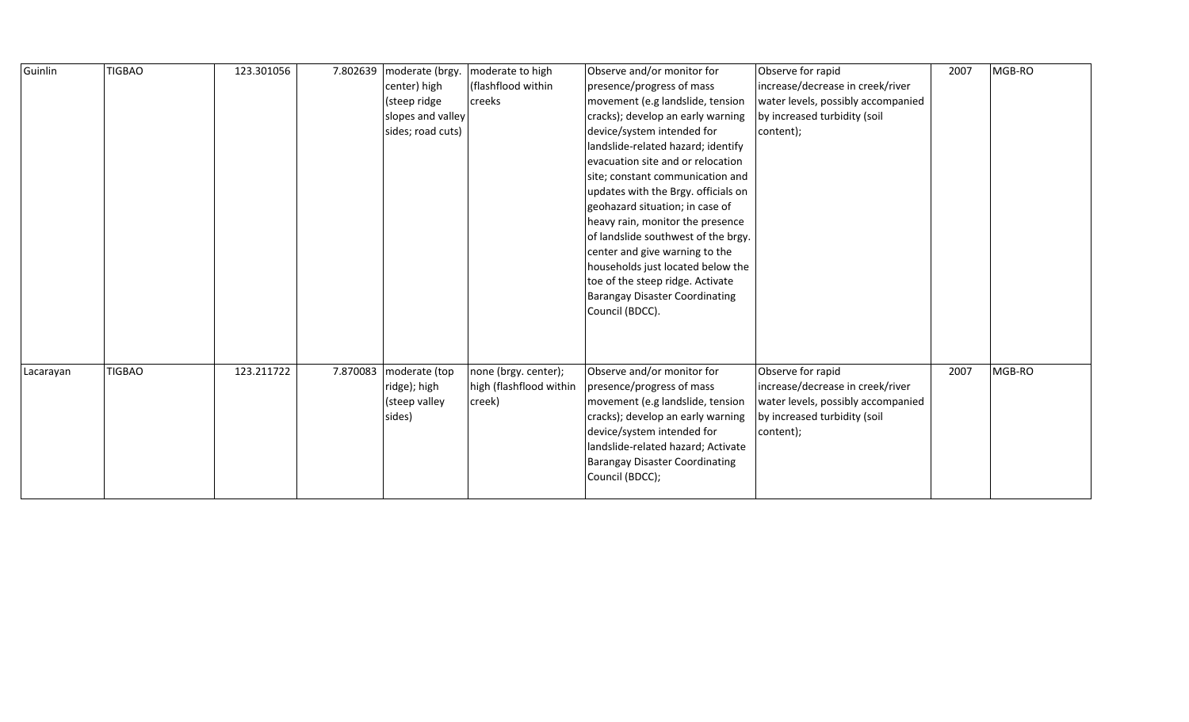| Guinlin | TIGBAO | 123.301056 | 7.802639 | moderate (brgy. center) high (steep ridge slopes and valley sides; road cuts) | moderate to high (flashflood within creeks | Observe and/or monitor for presence/progress of mass movement (e.g landslide, tension cracks); develop an early warning device/system intended for landslide-related hazard; identify evacuation site and or relocation site; constant communication and updates with the Brgy. officials on geohazard situation; in case of heavy rain, monitor the presence of landslide southwest of the brgy. center and give warning to the households just located below the toe of the steep ridge. Activate Barangay Disaster Coordinating Council (BDCC). | Observe for rapid increase/decrease in creek/river water levels, possibly accompanied by increased turbidity (soil content); | 2007 | MGB-RO |
|---|---|---|---|---|---|---|---|---|---|
| Lacarayan | TIGBAO | 123.211722 | 7.870083 | moderate (top ridge); high (steep valley sides) | none (brgy. center); high (flashflood within creek) | Observe and/or monitor for presence/progress of mass movement (e.g landslide, tension cracks); develop an early warning device/system intended for landslide-related hazard; Activate Barangay Disaster Coordinating Council (BDCC); | Observe for rapid increase/decrease in creek/river water levels, possibly accompanied by increased turbidity (soil content); | 2007 | MGB-RO |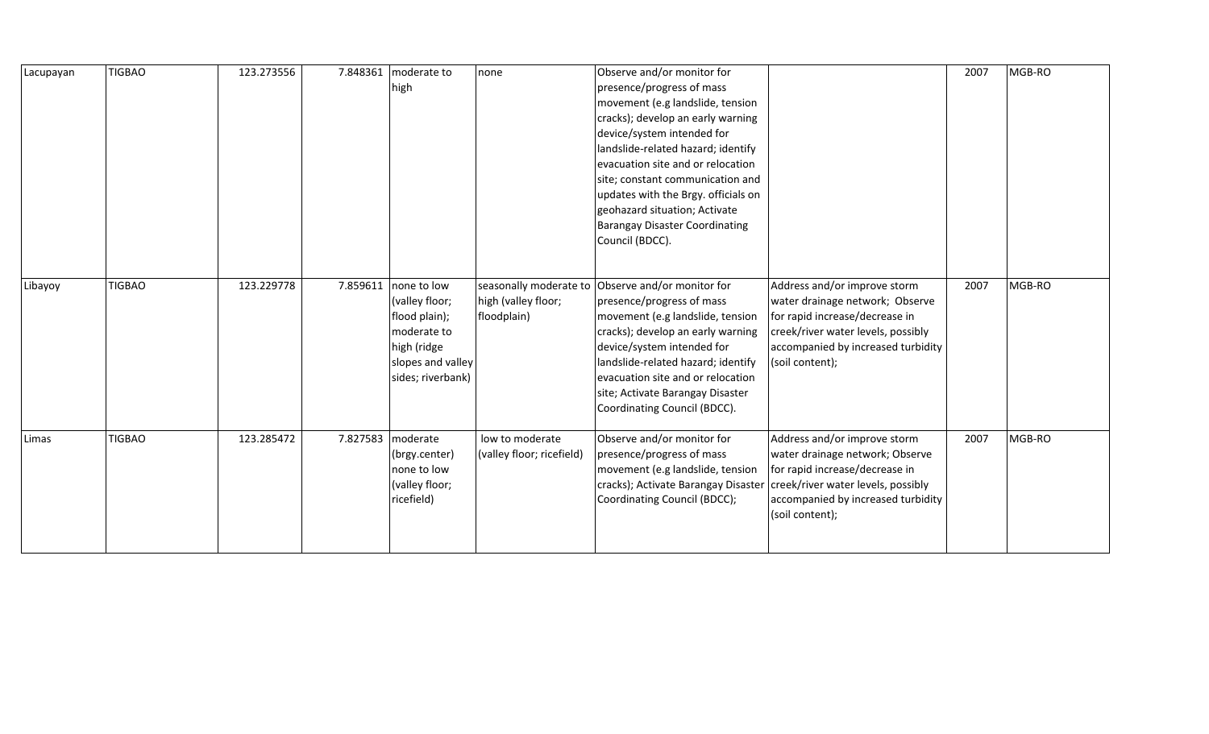| | | | | | | | | | |
|---|---|---|---|---|---|---|---|---|---|
| Lacupayan | TIGBAO | 123.273556 | 7.848361 | moderate to high | none | Observe and/or monitor for presence/progress of mass movement (e.g landslide, tension cracks); develop an early warning device/system intended for landslide-related hazard; identify evacuation site and or relocation site; constant communication and updates with the Brgy. officials on geohazard situation; Activate Barangay Disaster Coordinating Council (BDCC). | | 2007 | MGB-RO |
| Libayoy | TIGBAO | 123.229778 | 7.859611 | none to low (valley floor; flood plain); moderate to high (ridge slopes and valley sides; riverbank) | seasonally moderate to high (valley floor; floodplain) | Observe and/or monitor for presence/progress of mass movement (e.g landslide, tension cracks); develop an early warning device/system intended for landslide-related hazard; identify evacuation site and or relocation site; Activate Barangay Disaster Coordinating Council (BDCC). | Address and/or improve storm water drainage network; Observe for rapid increase/decrease in creek/river water levels, possibly accompanied by increased turbidity (soil content); | 2007 | MGB-RO |
| Limas | TIGBAO | 123.285472 | 7.827583 | moderate (brgy.center) none to low (valley floor; ricefield) | low to moderate (valley floor; ricefield) | Observe and/or monitor for presence/progress of mass movement (e.g landslide, tension cracks); Activate Barangay Disaster Coordinating Council (BDCC); | Address and/or improve storm water drainage network; Observe for rapid increase/decrease in creek/river water levels, possibly accompanied by increased turbidity (soil content); | 2007 | MGB-RO |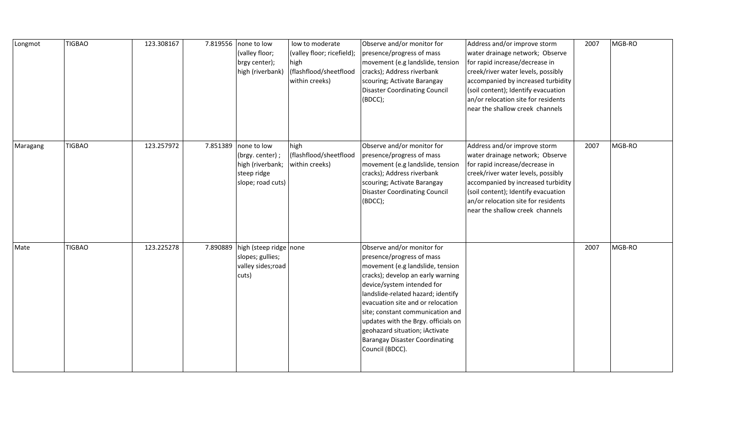| | | | | | | | | | |
|---|---|---|---|---|---|---|---|---|---|
| Longmot | TIGBAO | 123.308167 | 7.819556 | none to low (valley floor; brgy center); high (riverbank) | low to moderate (valley floor; ricefield); high (flashflood/sheetflood within creeks) | Observe and/or monitor for presence/progress of mass movement (e.g landslide, tension cracks); Address riverbank scouring; Activate Barangay Disaster Coordinating Council (BDCC); | Address and/or improve storm water drainage network; Observe for rapid increase/decrease in creek/river water levels, possibly accompanied by increased turbidity (soil content); Identify evacuation an/or relocation site for residents near the shallow creek channels | 2007 | MGB-RO |
| Maragang | TIGBAO | 123.257972 | 7.851389 | none to low (brgy. center) ; high (riverbank; steep ridge slope; road cuts) | high (flashflood/sheetflood within creeks) | Observe and/or monitor for presence/progress of mass movement (e.g landslide, tension cracks); Address riverbank scouring; Activate Barangay Disaster Coordinating Council (BDCC); | Address and/or improve storm water drainage network; Observe for rapid increase/decrease in creek/river water levels, possibly accompanied by increased turbidity (soil content); Identify evacuation an/or relocation site for residents near the shallow creek channels | 2007 | MGB-RO |
| Mate | TIGBAO | 123.225278 | 7.890889 | high (steep ridge slopes; gullies; valley sides;road cuts) | none | Observe and/or monitor for presence/progress of mass movement (e.g landslide, tension cracks); develop an early warning device/system intended for landslide-related hazard; identify evacuation site and or relocation site; constant communication and updates with the Brgy. officials on geohazard situation; iActivate Barangay Disaster Coordinating Council (BDCC). | | 2007 | MGB-RO |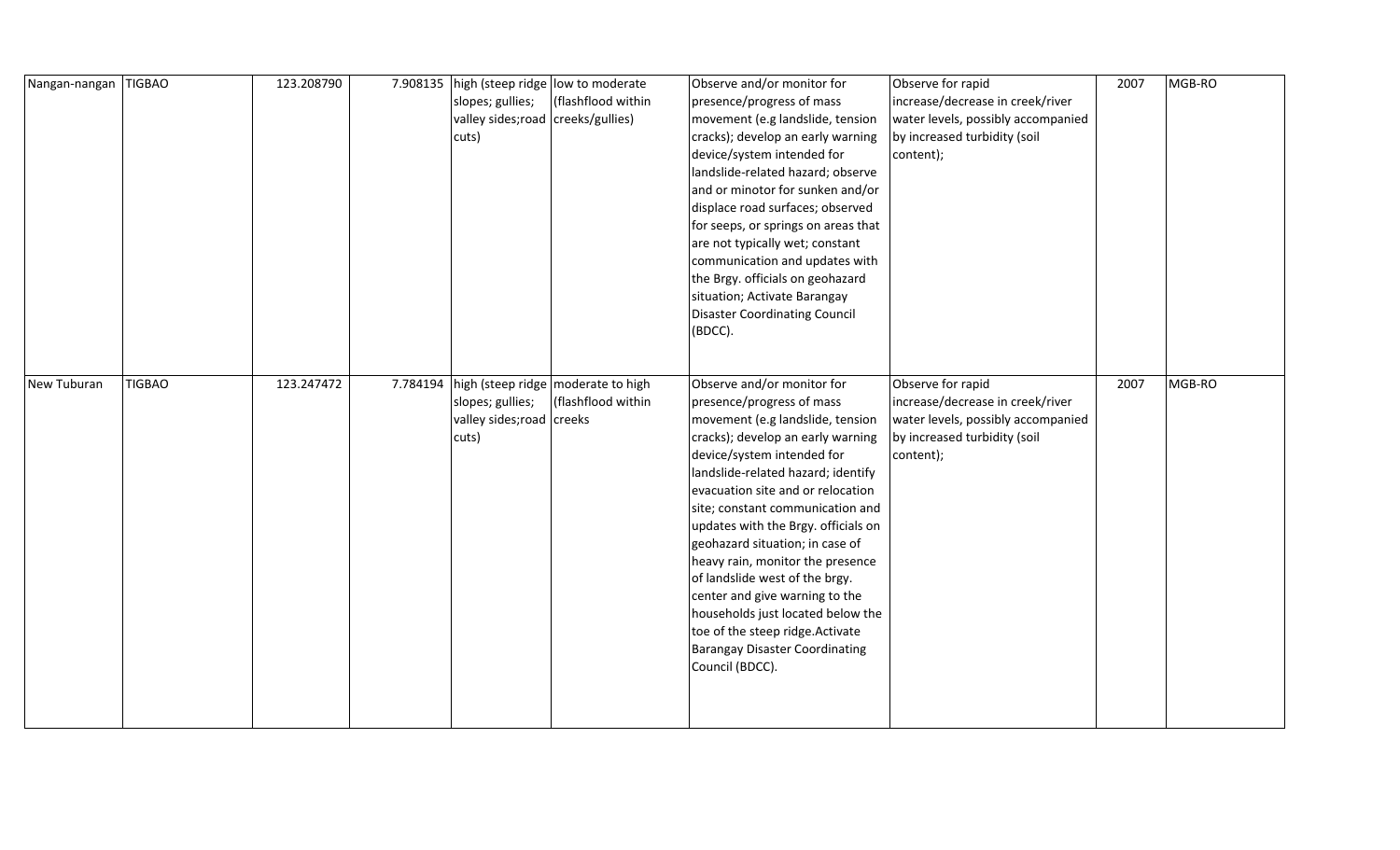| | | | | | | | | | |
|---|---|---|---|---|---|---|---|---|---|
| Nangan-nangan | TIGBAO | 123.208790 | 7.908135 | high (steep ridge slopes; gullies; valley sides;road cuts) | low to moderate (flashflood within creeks/gullies) | Observe and/or monitor for presence/progress of mass movement (e.g landslide, tension cracks); develop an early warning device/system intended for landslide-related hazard; observe and or minotor for sunken and/or displace road surfaces; observed for seeps, or springs on areas that are not typically wet; constant communication and updates with the Brgy. officials on geohazard situation; Activate Barangay Disaster Coordinating Council (BDCC). | Observe for rapid increase/decrease in creek/river water levels, possibly accompanied by increased turbidity (soil content); | 2007 | MGB-RO |
| New Tuburan | TIGBAO | 123.247472 | 7.784194 | high (steep ridge slopes; gullies; valley sides;road cuts) | moderate to high (flashflood within creeks | Observe and/or monitor for presence/progress of mass movement (e.g landslide, tension cracks); develop an early warning device/system intended for landslide-related hazard; identify evacuation site and or relocation site; constant communication and updates with the Brgy. officials on geohazard situation; in case of heavy rain, monitor the presence of landslide west of the brgy. center and give warning to the households just located below the toe of the steep ridge.Activate Barangay Disaster Coordinating Council (BDCC). | Observe for rapid increase/decrease in creek/river water levels, possibly accompanied by increased turbidity (soil content); | 2007 | MGB-RO |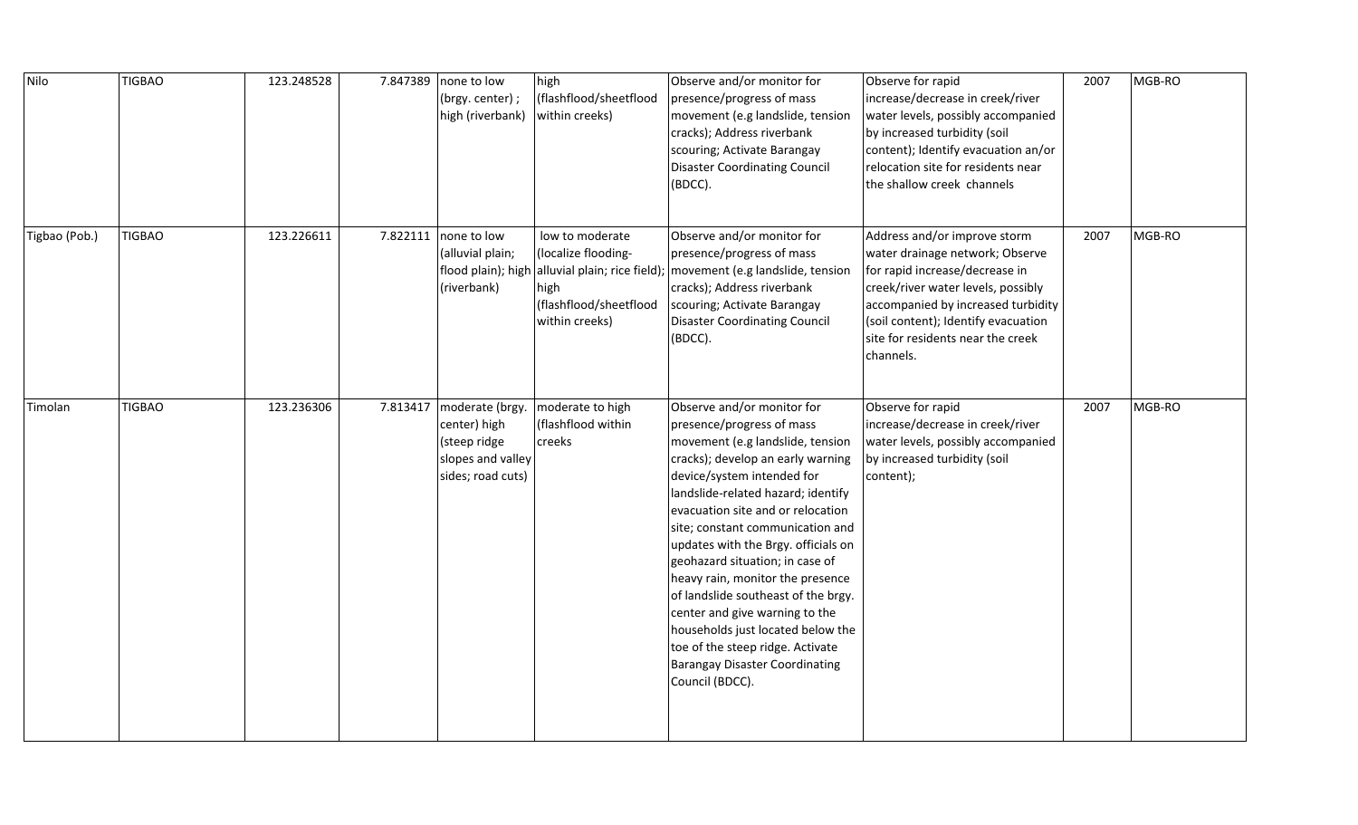| Nilo | TIGBAO | 123.248528 | 7.847389 | none to low (brgy. center) ; high (riverbank) | high (flashflood/sheetflood within creeks) | Observe and/or monitor for presence/progress of mass movement (e.g landslide, tension cracks); Address riverbank scouring; Activate Barangay Disaster Coordinating Council (BDCC). | Observe for rapid increase/decrease in creek/river water levels, possibly accompanied by increased turbidity (soil content); Identify evacuation an/or relocation site for residents near the shallow creek channels | 2007 | MGB-RO |
|---|---|---|---|---|---|---|---|---|---|
| Tigbao (Pob.) | TIGBAO | 123.226611 | 7.822111 | none to low (alluvial plain; flood plain); high (riverbank) | low to moderate (localize flooding-alluvial plain; rice field); high (flashflood/sheetflood within creeks) | Observe and/or monitor for presence/progress of mass movement (e.g landslide, tension cracks); Address riverbank scouring; Activate Barangay Disaster Coordinating Council (BDCC). | Address and/or improve storm water drainage network; Observe for rapid increase/decrease in creek/river water levels, possibly accompanied by increased turbidity (soil content); Identify evacuation site for residents near the creek channels. | 2007 | MGB-RO |
| Timolan | TIGBAO | 123.236306 | 7.813417 | moderate (brgy. center) high (steep ridge slopes and valley sides; road cuts) | moderate to high (flashflood within creeks | Observe and/or monitor for presence/progress of mass movement (e.g landslide, tension cracks); develop an early warning device/system intended for landslide-related hazard; identify evacuation site and or relocation site; constant communication and updates with the Brgy. officials on geohazard situation; in case of heavy rain, monitor the presence of landslide southeast of the brgy. center and give warning to the households just located below the toe of the steep ridge. Activate Barangay Disaster Coordinating Council (BDCC). | Observe for rapid increase/decrease in creek/river water levels, possibly accompanied by increased turbidity (soil content); | 2007 | MGB-RO |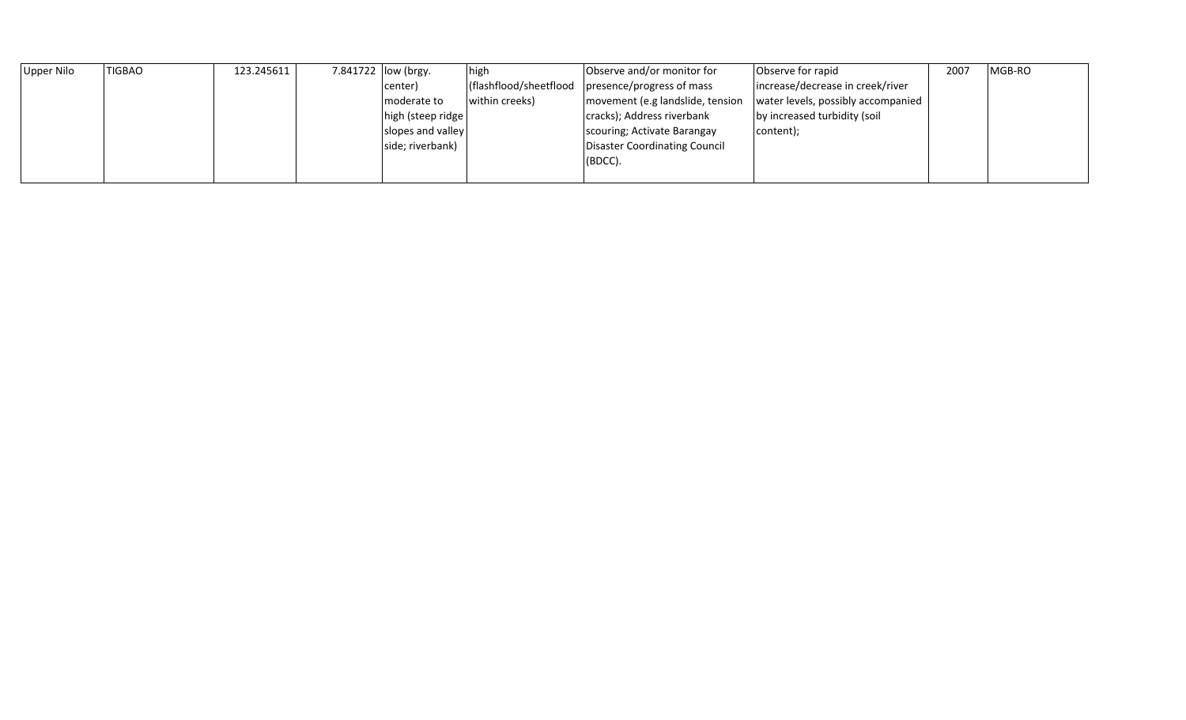| | | | | | | | | | |
|---|---|---|---|---|---|---|---|---|---|
| Upper Nilo | TIGBAO | 123.245611 | 7.841722 | low (brgy. center) moderate to high (steep ridge slopes and valley side; riverbank) | high (flashflood/sheetflood within creeks) | Observe and/or monitor for presence/progress of mass movement (e.g landslide, tension cracks); Address riverbank scouring; Activate Barangay Disaster Coordinating Council (BDCC). | Observe for rapid increase/decrease in creek/river water levels, possibly accompanied by increased turbidity (soil content); | 2007 | MGB-RO |